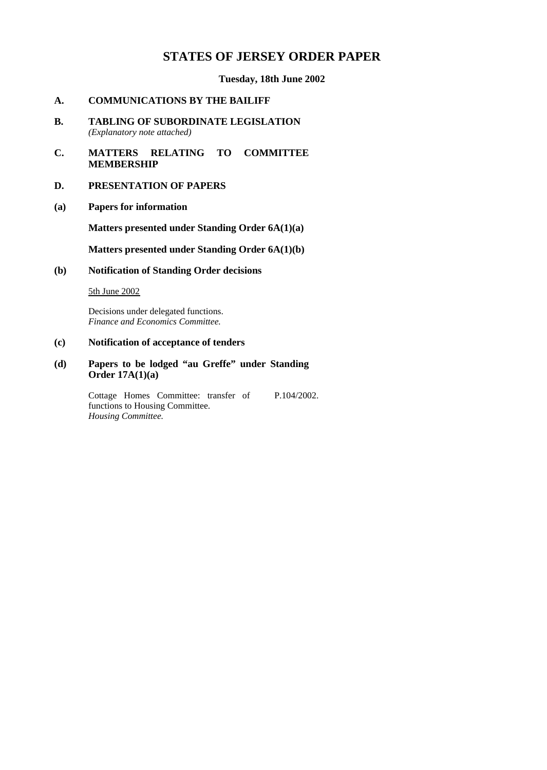# STATES OF JERSEY ORDER PAPER

**Tuesday, 18th June 2002**

**A. COMMUNICATIONS BY THE BAILIFF**

**B. TABLING OF SUBORDINATE LEGISLATION**
*(Explanatory note attached)*

**C. MATTERS RELATING TO COMMITTEE MEMBERSHIP**

**D. PRESENTATION OF PAPERS**

**(a) Papers for information**

**Matters presented under Standing Order 6A(1)(a)**

**Matters presented under Standing Order 6A(1)(b)**

**(b) Notification of Standing Order decisions**

<u>5th June 2002</u>

Decisions under delegated functions.
*Finance and Economics Committee.*

**(c) Notification of acceptance of tenders**

**(d) Papers to be lodged "au Greffe" under Standing Order 17A(1)(a)**

Cottage Homes Committee: transfer of functions to Housing Committee. P.104/2002.
*Housing Committee.*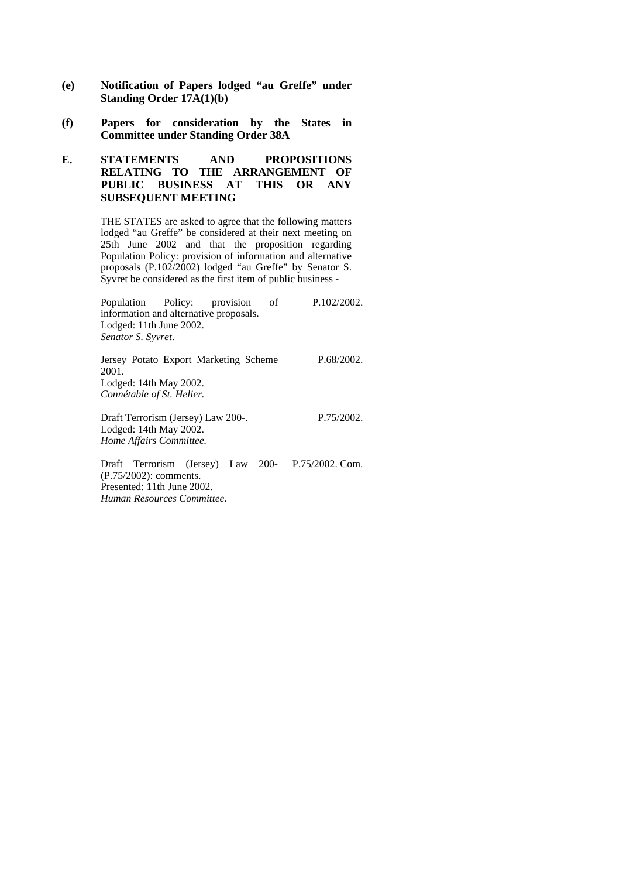**(e) Notification of Papers lodged "au Greffe" under Standing Order 17A(1)(b)**

**(f) Papers for consideration by the States in Committee under Standing Order 38A**

## E. STATEMENTS AND PROPOSITIONS RELATING TO THE ARRANGEMENT OF PUBLIC BUSINESS AT THIS OR ANY SUBSEQUENT MEETING

THE STATES are asked to agree that the following matters lodged "au Greffe" be considered at their next meeting on 25th June 2002 and that the proposition regarding Population Policy: provision of information and alternative proposals (P.102/2002) lodged "au Greffe" by Senator S. Syvret be considered as the first item of public business -

Population Policy: provision of information and alternative proposals. — P.102/2002.
Lodged: 11th June 2002.
*Senator S. Syvret.*

Jersey Potato Export Marketing Scheme 2001. — P.68/2002.
Lodged: 14th May 2002.
*Connétable of St. Helier.*

Draft Terrorism (Jersey) Law 200-. — P.75/2002.
Lodged: 14th May 2002.
*Home Affairs Committee.*

Draft Terrorism (Jersey) Law 200- (P.75/2002): comments. — P.75/2002. Com.
Presented: 11th June 2002.
*Human Resources Committee.*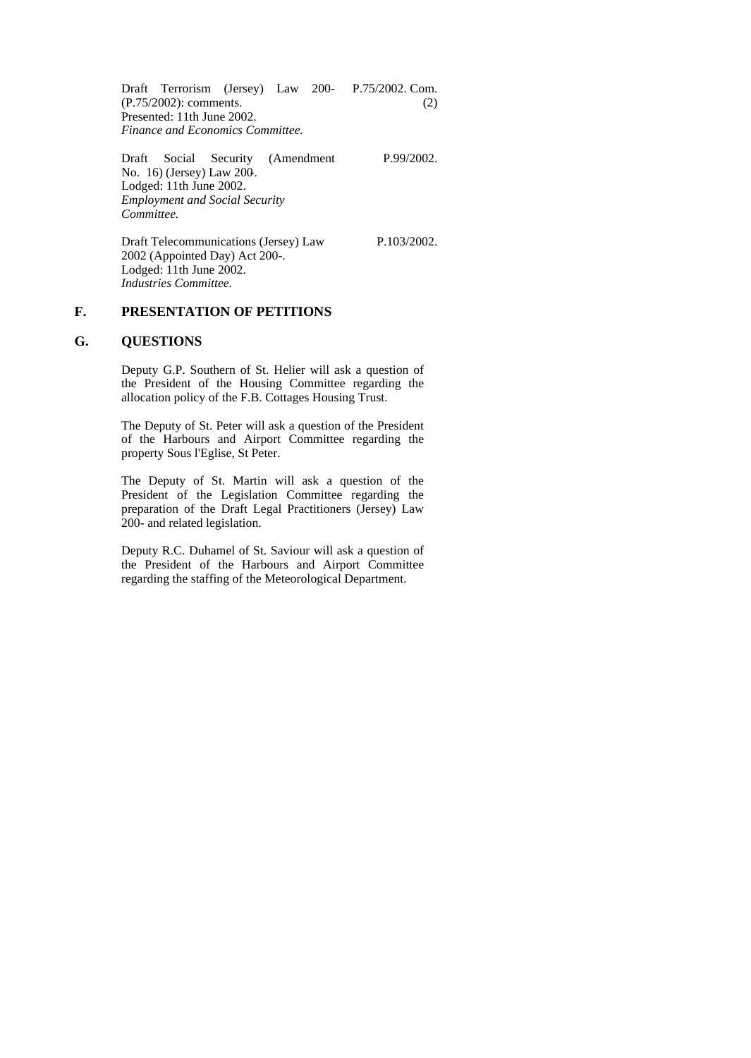Draft Terrorism (Jersey) Law 200- (P.75/2002): comments. P.75/2002. Com. (2)
Presented: 11th June 2002.
*Finance and Economics Committee.*

Draft Social Security (Amendment No. 16) (Jersey) Law 200-. P.99/2002.
Lodged: 11th June 2002.
*Employment and Social Security Committee.*

Draft Telecommunications (Jersey) Law 2002 (Appointed Day) Act 200-. P.103/2002.
Lodged: 11th June 2002.
*Industries Committee.*

## F. PRESENTATION OF PETITIONS

## G. QUESTIONS

Deputy G.P. Southern of St. Helier will ask a question of the President of the Housing Committee regarding the allocation policy of the F.B. Cottages Housing Trust.

The Deputy of St. Peter will ask a question of the President of the Harbours and Airport Committee regarding the property Sous l'Eglise, St Peter.

The Deputy of St. Martin will ask a question of the President of the Legislation Committee regarding the preparation of the Draft Legal Practitioners (Jersey) Law 200- and related legislation.

Deputy R.C. Duhamel of St. Saviour will ask a question of the President of the Harbours and Airport Committee regarding the staffing of the Meteorological Department.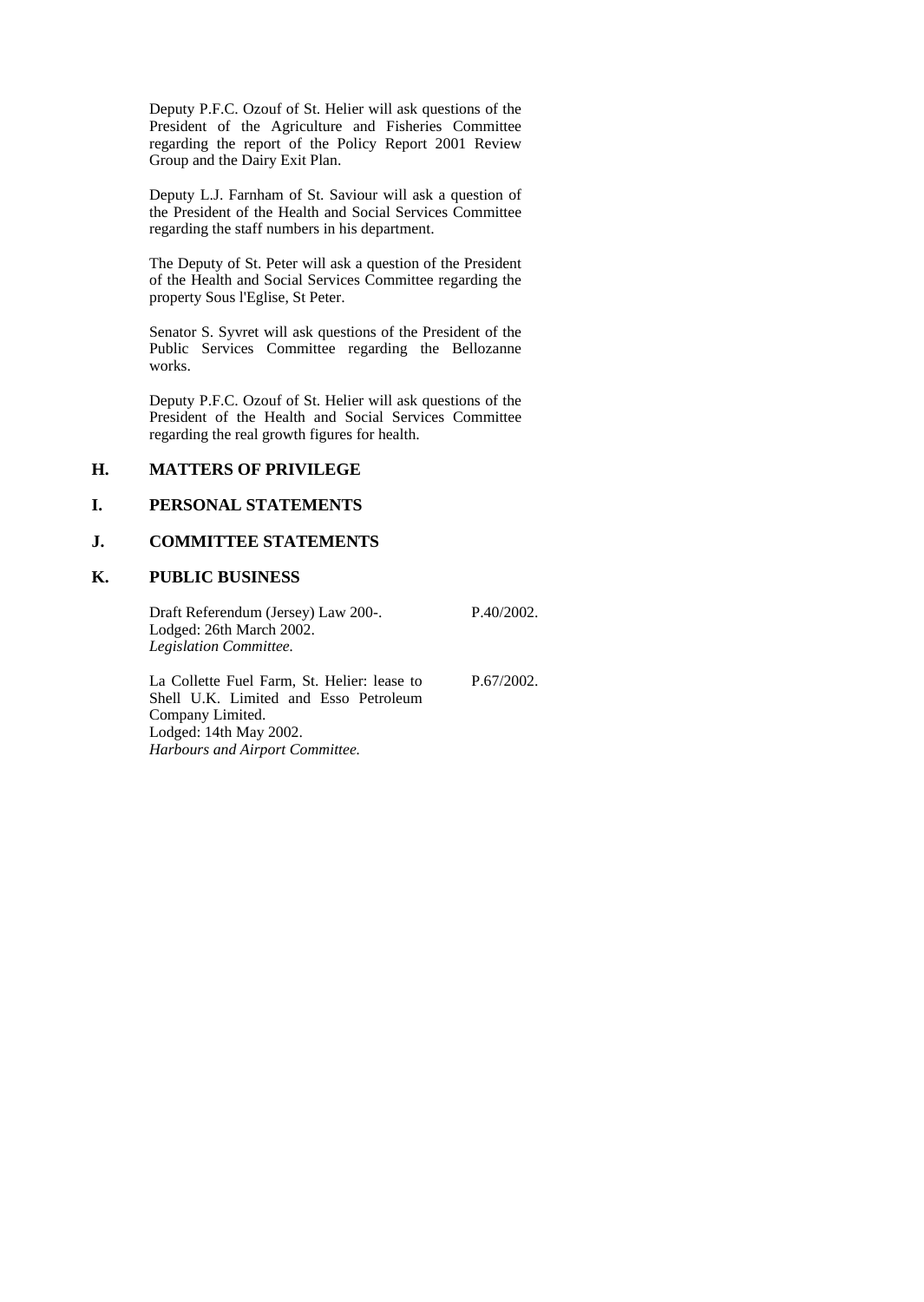Deputy P.F.C. Ozouf of St. Helier will ask questions of the President of the Agriculture and Fisheries Committee regarding the report of the Policy Report 2001 Review Group and the Dairy Exit Plan.

Deputy L.J. Farnham of St. Saviour will ask a question of the President of the Health and Social Services Committee regarding the staff numbers in his department.

The Deputy of St. Peter will ask a question of the President of the Health and Social Services Committee regarding the property Sous l'Eglise, St Peter.

Senator S. Syvret will ask questions of the President of the Public Services Committee regarding the Bellozanne works.

Deputy P.F.C. Ozouf of St. Helier will ask questions of the President of the Health and Social Services Committee regarding the real growth figures for health.

## H. MATTERS OF PRIVILEGE

## I. PERSONAL STATEMENTS

## J. COMMITTEE STATEMENTS

## K. PUBLIC BUSINESS

Draft Referendum (Jersey) Law 200-. P.40/2002.
Lodged: 26th March 2002.
*Legislation Committee.*

La Collette Fuel Farm, St. Helier: lease to Shell U.K. Limited and Esso Petroleum Company Limited. P.67/2002.
Lodged: 14th May 2002.
*Harbours and Airport Committee.*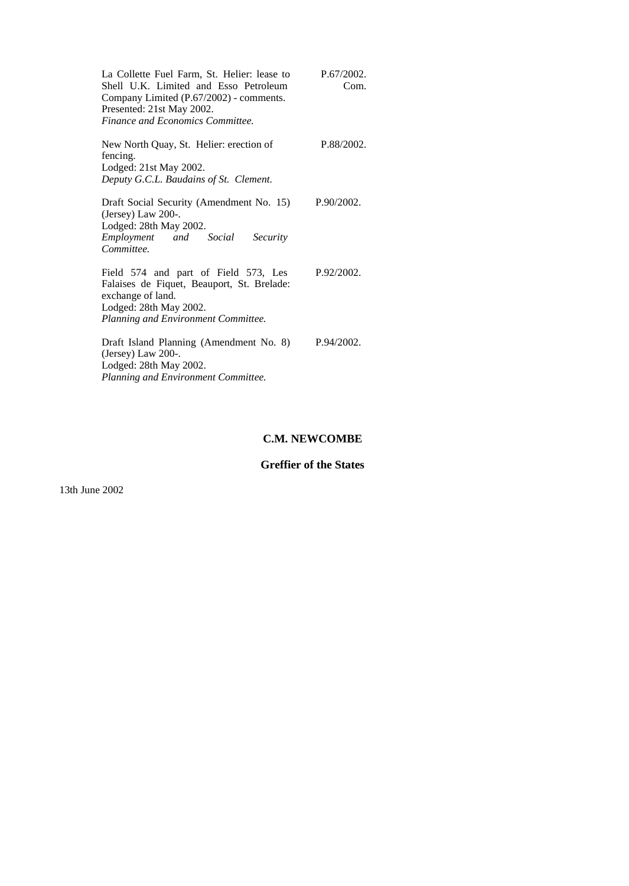| | |
|---|---|
| La Collette Fuel Farm, St. Helier: lease to Shell U.K. Limited and Esso Petroleum Company Limited (P.67/2002) - comments.<br>Presented: 21st May 2002.<br>*Finance and Economics Committee.* | P.67/2002. Com. |
| New North Quay, St. Helier: erection of fencing.<br>Lodged: 21st May 2002.<br>*Deputy G.C.L. Baudains of St. Clement.* | P.88/2002. |
| Draft Social Security (Amendment No. 15) (Jersey) Law 200-.<br>Lodged: 28th May 2002.<br>*Employment and Social Security Committee.* | P.90/2002. |
| Field 574 and part of Field 573, Les Falaises de Fiquet, Beauport, St. Brelade: exchange of land.<br>Lodged: 28th May 2002.<br>*Planning and Environment Committee.* | P.92/2002. |
| Draft Island Planning (Amendment No. 8) (Jersey) Law 200-.<br>Lodged: 28th May 2002.<br>*Planning and Environment Committee.* | P.94/2002. |

**C.M. NEWCOMBE**

**Greffier of the States**

13th June 2002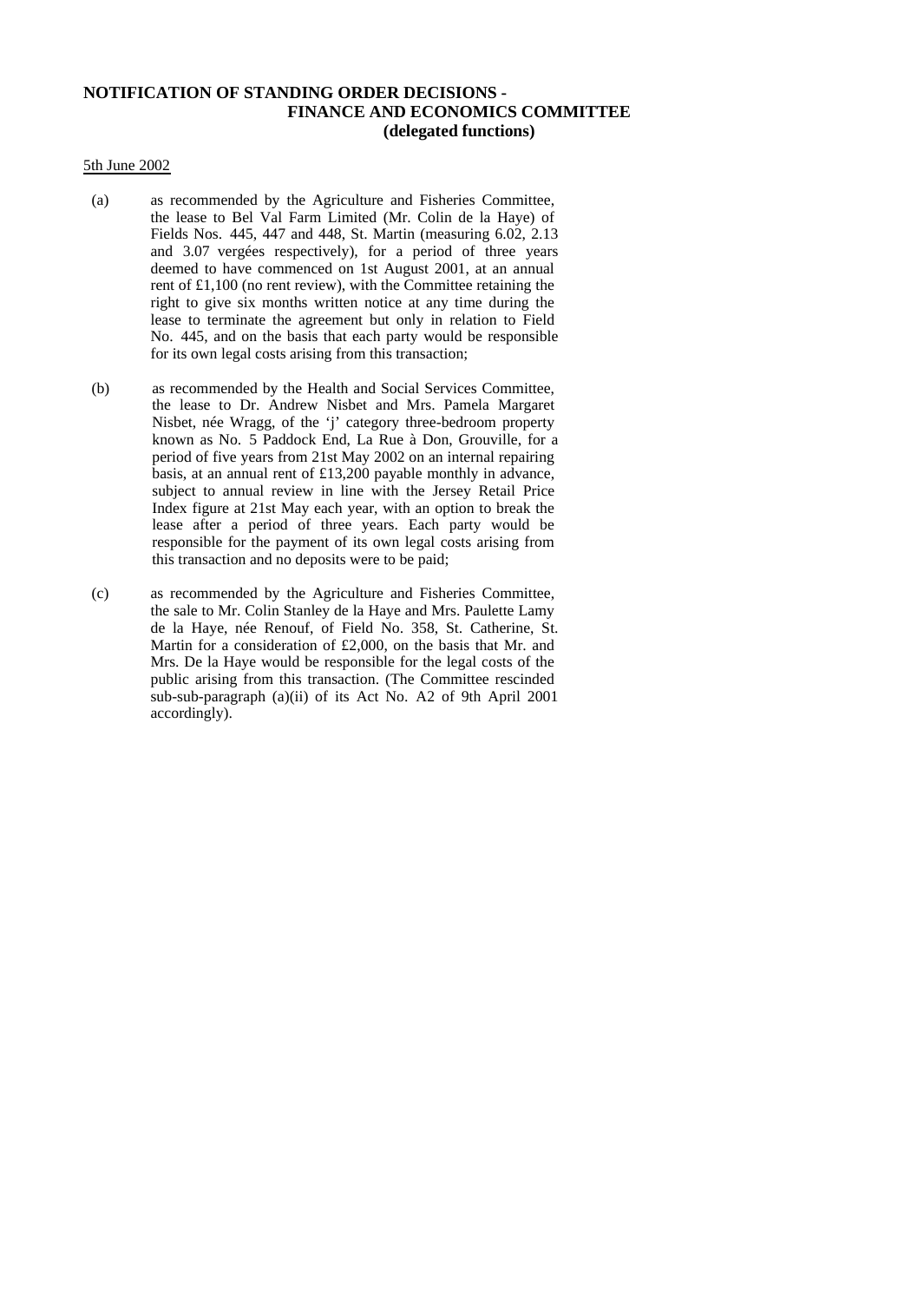**NOTIFICATION OF STANDING ORDER DECISIONS - FINANCE AND ECONOMICS COMMITTEE (delegated functions)**

5th June 2002

(a) as recommended by the Agriculture and Fisheries Committee, the lease to Bel Val Farm Limited (Mr. Colin de la Haye) of Fields Nos. 445, 447 and 448, St. Martin (measuring 6.02, 2.13 and 3.07 vergées respectively), for a period of three years deemed to have commenced on 1st August 2001, at an annual rent of £1,100 (no rent review), with the Committee retaining the right to give six months written notice at any time during the lease to terminate the agreement but only in relation to Field No. 445, and on the basis that each party would be responsible for its own legal costs arising from this transaction;

(b) as recommended by the Health and Social Services Committee, the lease to Dr. Andrew Nisbet and Mrs. Pamela Margaret Nisbet, née Wragg, of the 'j' category three-bedroom property known as No. 5 Paddock End, La Rue à Don, Grouville, for a period of five years from 21st May 2002 on an internal repairing basis, at an annual rent of £13,200 payable monthly in advance, subject to annual review in line with the Jersey Retail Price Index figure at 21st May each year, with an option to break the lease after a period of three years. Each party would be responsible for the payment of its own legal costs arising from this transaction and no deposits were to be paid;

(c) as recommended by the Agriculture and Fisheries Committee, the sale to Mr. Colin Stanley de la Haye and Mrs. Paulette Lamy de la Haye, née Renouf, of Field No. 358, St. Catherine, St. Martin for a consideration of £2,000, on the basis that Mr. and Mrs. De la Haye would be responsible for the legal costs of the public arising from this transaction. (The Committee rescinded sub-sub-paragraph (a)(ii) of its Act No. A2 of 9th April 2001 accordingly).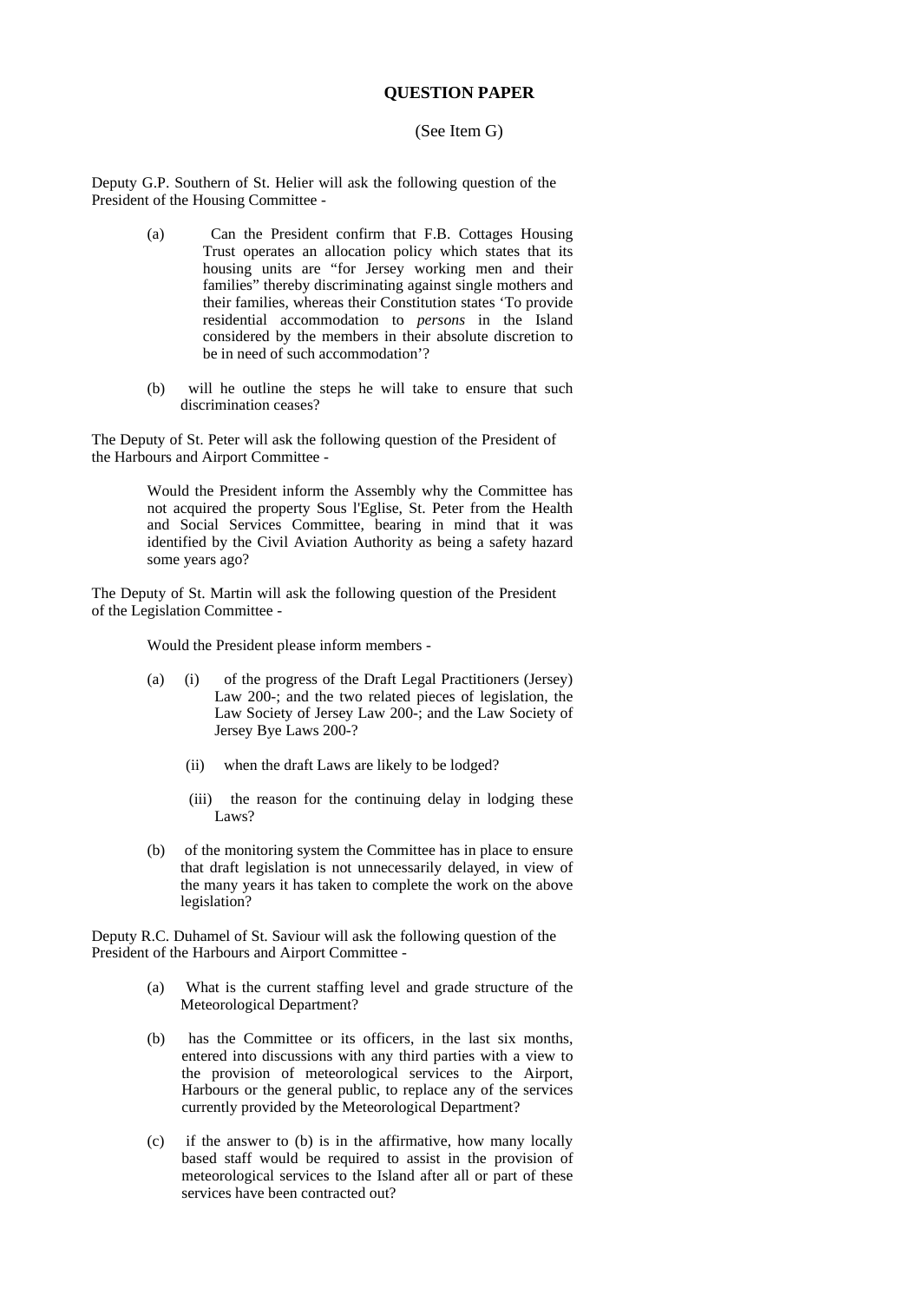**QUESTION PAPER**

(See Item G)

Deputy G.P. Southern of St. Helier will ask the following question of the President of the Housing Committee -

(a) Can the President confirm that F.B. Cottages Housing Trust operates an allocation policy which states that its housing units are "for Jersey working men and their families" thereby discriminating against single mothers and their families, whereas their Constitution states 'To provide residential accommodation to *persons* in the Island considered by the members in their absolute discretion to be in need of such accommodation'?

(b) will he outline the steps he will take to ensure that such discrimination ceases?

The Deputy of St. Peter will ask the following question of the President of the Harbours and Airport Committee -

Would the President inform the Assembly why the Committee has not acquired the property Sous l'Eglise, St. Peter from the Health and Social Services Committee, bearing in mind that it was identified by the Civil Aviation Authority as being a safety hazard some years ago?

The Deputy of St. Martin will ask the following question of the President of the Legislation Committee -

Would the President please inform members -

(a) (i) of the progress of the Draft Legal Practitioners (Jersey) Law 200-; and the two related pieces of legislation, the Law Society of Jersey Law 200-; and the Law Society of Jersey Bye Laws 200-?

(ii) when the draft Laws are likely to be lodged?

(iii) the reason for the continuing delay in lodging these Laws?

(b) of the monitoring system the Committee has in place to ensure that draft legislation is not unnecessarily delayed, in view of the many years it has taken to complete the work on the above legislation?

Deputy R.C. Duhamel of St. Saviour will ask the following question of the President of the Harbours and Airport Committee -

(a) What is the current staffing level and grade structure of the Meteorological Department?

(b) has the Committee or its officers, in the last six months, entered into discussions with any third parties with a view to the provision of meteorological services to the Airport, Harbours or the general public, to replace any of the services currently provided by the Meteorological Department?

(c) if the answer to (b) is in the affirmative, how many locally based staff would be required to assist in the provision of meteorological services to the Island after all or part of these services have been contracted out?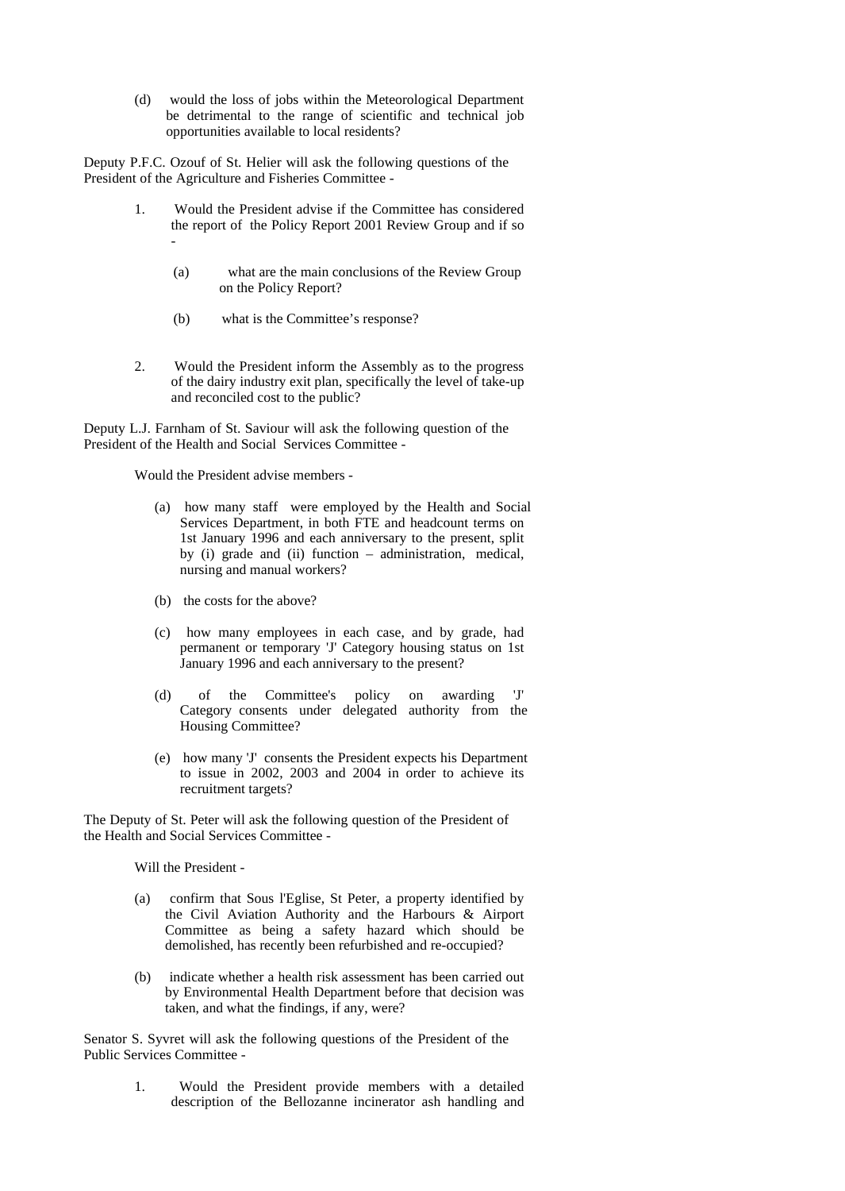(d) would the loss of jobs within the Meteorological Department be detrimental to the range of scientific and technical job opportunities available to local residents?

Deputy P.F.C. Ozouf of St. Helier will ask the following questions of the President of the Agriculture and Fisheries Committee -

1. Would the President advise if the Committee has considered the report of the Policy Report 2001 Review Group and if so -

    (a) what are the main conclusions of the Review Group on the Policy Report?

    (b) what is the Committee's response?

2. Would the President inform the Assembly as to the progress of the dairy industry exit plan, specifically the level of take-up and reconciled cost to the public?

Deputy L.J. Farnham of St. Saviour will ask the following question of the President of the Health and Social Services Committee -

Would the President advise members -

(a) how many staff were employed by the Health and Social Services Department, in both FTE and headcount terms on 1st January 1996 and each anniversary to the present, split by (i) grade and (ii) function – administration, medical, nursing and manual workers?

(b) the costs for the above?

(c) how many employees in each case, and by grade, had permanent or temporary 'J' Category housing status on 1st January 1996 and each anniversary to the present?

(d) of the Committee's policy on awarding 'J' Category consents under delegated authority from the Housing Committee?

(e) how many 'J' consents the President expects his Department to issue in 2002, 2003 and 2004 in order to achieve its recruitment targets?

The Deputy of St. Peter will ask the following question of the President of the Health and Social Services Committee -

Will the President -

(a) confirm that Sous l'Eglise, St Peter, a property identified by the Civil Aviation Authority and the Harbours & Airport Committee as being a safety hazard which should be demolished, has recently been refurbished and re-occupied?

(b) indicate whether a health risk assessment has been carried out by Environmental Health Department before that decision was taken, and what the findings, if any, were?

Senator S. Syvret will ask the following questions of the President of the Public Services Committee -

1. Would the President provide members with a detailed description of the Bellozanne incinerator ash handling and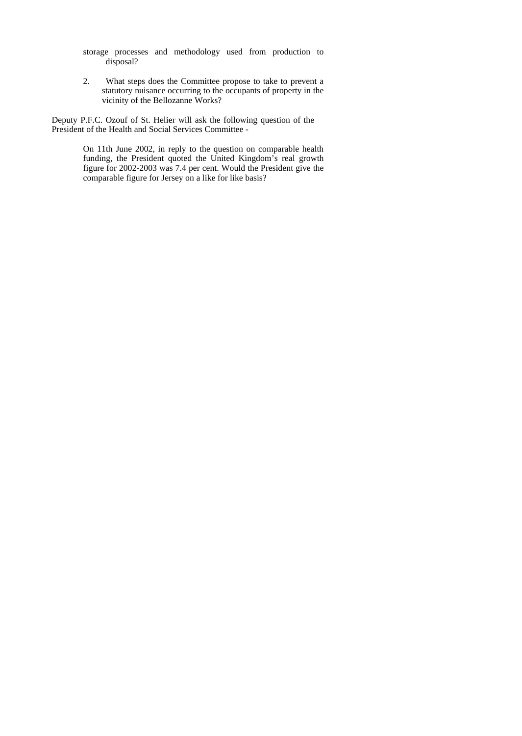storage processes and methodology used from production to disposal?

2. What steps does the Committee propose to take to prevent a statutory nuisance occurring to the occupants of property in the vicinity of the Bellozanne Works?

Deputy P.F.C. Ozouf of St. Helier will ask the following question of the President of the Health and Social Services Committee -

On 11th June 2002, in reply to the question on comparable health funding, the President quoted the United Kingdom's real growth figure for 2002-2003 was 7.4 per cent. Would the President give the comparable figure for Jersey on a like for like basis?